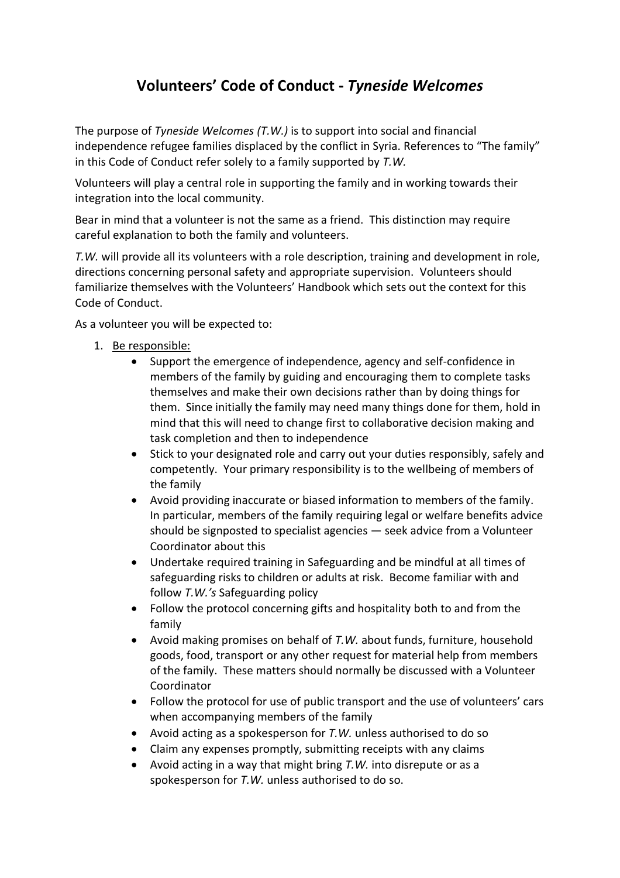# Volunteers' Code of Conduct - *Tyneside Welcomes*

The purpose of *Tyneside Welcomes (T.W.)* is to support into social and financial independence refugee families displaced by the conflict in Syria. References to "The family" in this Code of Conduct refer solely to a family supported by *T.W.*

Volunteers will play a central role in supporting the family and in working towards their integration into the local community.

Bear in mind that a volunteer is not the same as a friend. This distinction may require careful explanation to both the family and volunteers.

*T.W.* will provide all its volunteers with a role description, training and development in role, directions concerning personal safety and appropriate supervision. Volunteers should familiarize themselves with the Volunteers' Handbook which sets out the context for this Code of Conduct.

As a volunteer you will be expected to:

1. <u>Be responsible:</u>
    - Support the emergence of independence, agency and self-confidence in members of the family by guiding and encouraging them to complete tasks themselves and make their own decisions rather than by doing things for them. Since initially the family may need many things done for them, hold in mind that this will need to change first to collaborative decision making and task completion and then to independence
    - Stick to your designated role and carry out your duties responsibly, safely and competently. Your primary responsibility is to the wellbeing of members of the family
    - Avoid providing inaccurate or biased information to members of the family. In particular, members of the family requiring legal or welfare benefits advice should be signposted to specialist agencies — seek advice from a Volunteer Coordinator about this
    - Undertake required training in Safeguarding and be mindful at all times of safeguarding risks to children or adults at risk. Become familiar with and follow *T.W.'s* Safeguarding policy
    - Follow the protocol concerning gifts and hospitality both to and from the family
    - Avoid making promises on behalf of *T.W.* about funds, furniture, household goods, food, transport or any other request for material help from members of the family. These matters should normally be discussed with a Volunteer Coordinator
    - Follow the protocol for use of public transport and the use of volunteers' cars when accompanying members of the family
    - Avoid acting as a spokesperson for *T.W.* unless authorised to do so
    - Claim any expenses promptly, submitting receipts with any claims
    - Avoid acting in a way that might bring *T.W.* into disrepute or as a spokesperson for *T.W.* unless authorised to do so.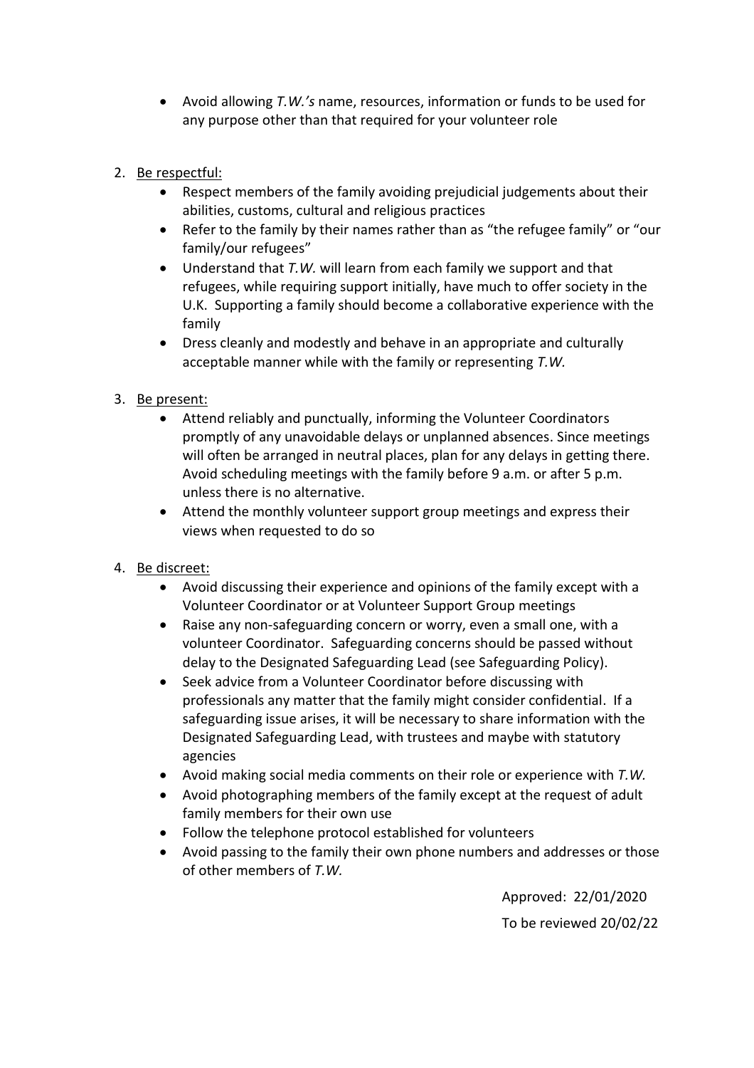- Avoid allowing *T.W.'s* name, resources, information or funds to be used for any purpose other than that required for your volunteer role

2. <u>Be respectful:</u>
    - Respect members of the family avoiding prejudicial judgements about their abilities, customs, cultural and religious practices
    - Refer to the family by their names rather than as "the refugee family" or "our family/our refugees"
    - Understand that *T.W.* will learn from each family we support and that refugees, while requiring support initially, have much to offer society in the U.K. Supporting a family should become a collaborative experience with the family
    - Dress cleanly and modestly and behave in an appropriate and culturally acceptable manner while with the family or representing *T.W.*

3. <u>Be present:</u>
    - Attend reliably and punctually, informing the Volunteer Coordinators promptly of any unavoidable delays or unplanned absences. Since meetings will often be arranged in neutral places, plan for any delays in getting there. Avoid scheduling meetings with the family before 9 a.m. or after 5 p.m. unless there is no alternative.
    - Attend the monthly volunteer support group meetings and express their views when requested to do so

4. <u>Be discreet:</u>
    - Avoid discussing their experience and opinions of the family except with a Volunteer Coordinator or at Volunteer Support Group meetings
    - Raise any non-safeguarding concern or worry, even a small one, with a volunteer Coordinator. Safeguarding concerns should be passed without delay to the Designated Safeguarding Lead (see Safeguarding Policy).
    - Seek advice from a Volunteer Coordinator before discussing with professionals any matter that the family might consider confidential. If a safeguarding issue arises, it will be necessary to share information with the Designated Safeguarding Lead, with trustees and maybe with statutory agencies
    - Avoid making social media comments on their role or experience with *T.W.*
    - Avoid photographing members of the family except at the request of adult family members for their own use
    - Follow the telephone protocol established for volunteers
    - Avoid passing to the family their own phone numbers and addresses or those of other members of *T.W.*

Approved: 22/01/2020

To be reviewed 20/02/22